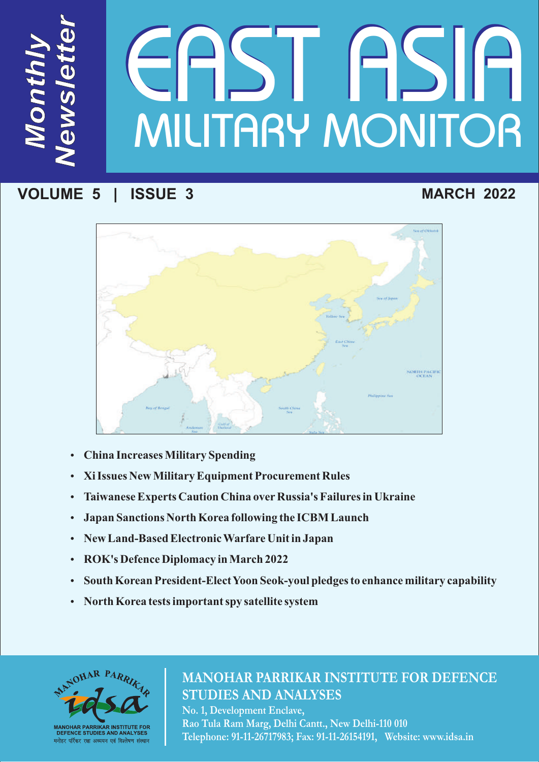*Monthly Newsletter*

# EAST ASIA MILITARY MONITOR

**VOLUME 5 | ISSUE 3** **MARCH 2022**

- **China Increases Military Spending**
- **Xi Issues New Military Equipment Procurement Rules**
- **Taiwanese Experts Caution China over Russia's Failures in Ukraine**
- **Japan Sanctions North Korea following the ICBM Launch**
- **New Land-Based Electronic Warfare Unit in Japan**
- **ROK's Defence Diplomacy in March 2022**
- **South Korean President-Elect Yoon Seok-youl pledges to enhance military capability**
- **North Korea tests important spy satellite system**

MANOHAR PARRIKAR INSTITUTE FOR DEFENCE STUDIES AND ANALYSES
मनोहर पर्रिकर रक्षा अध्ययन एवं विश्लेषण संस्थान

**MANOHAR PARRIKAR INSTITUTE FOR DEFENCE STUDIES AND ANALYSES**

No. 1, Development Enclave,
Rao Tula Ram Marg, Delhi Cantt., New Delhi-110 010
Telephone: 91-11-26717983; Fax: 91-11-26154191, Website: www.idsa.in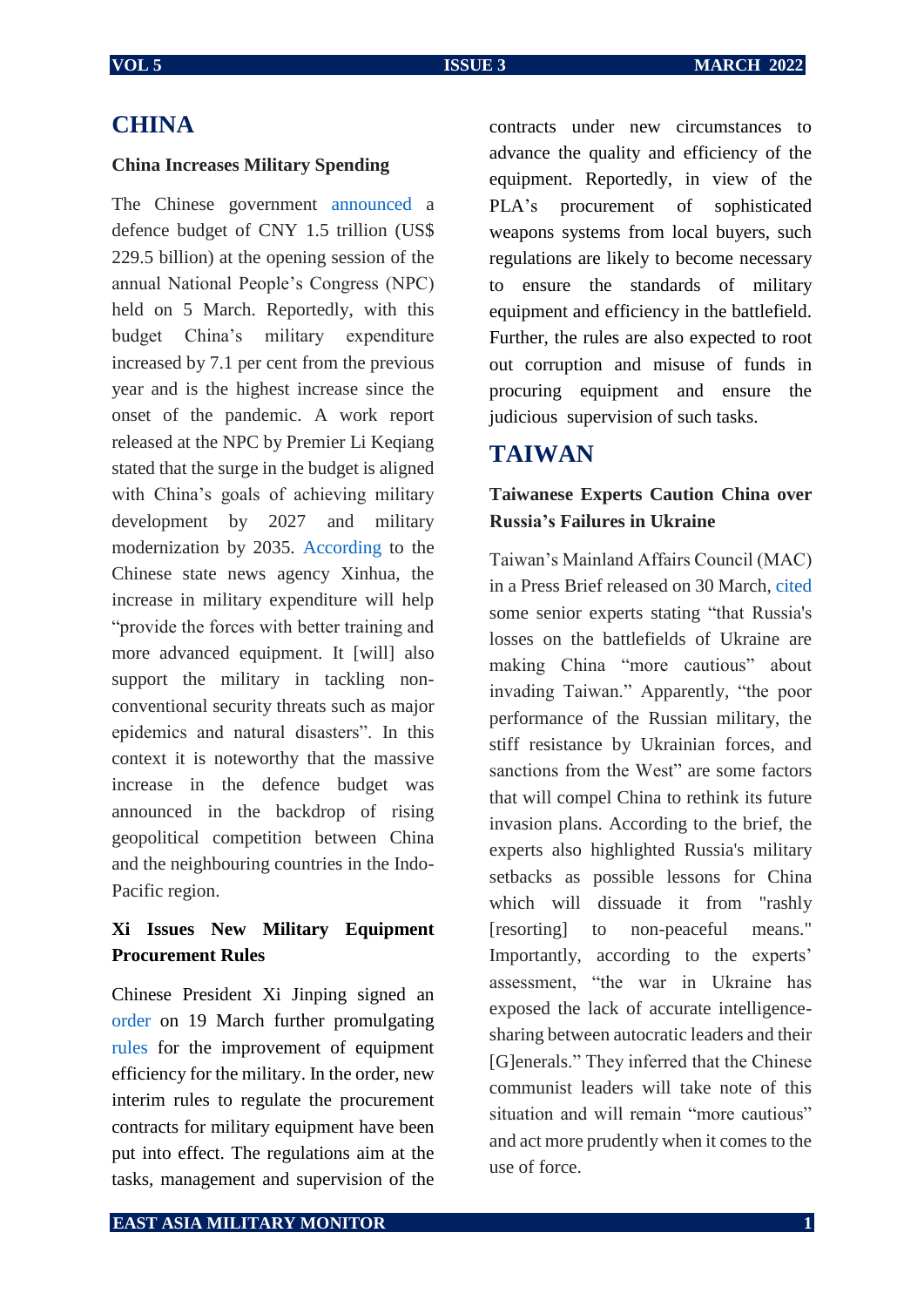# CHINA

### China Increases Military Spending

The Chinese government announced a defence budget of CNY 1.5 trillion (US$ 229.5 billion) at the opening session of the annual National People's Congress (NPC) held on 5 March. Reportedly, with this budget China's military expenditure increased by 7.1 per cent from the previous year and is the highest increase since the onset of the pandemic. A work report released at the NPC by Premier Li Keqiang stated that the surge in the budget is aligned with China's goals of achieving military development by 2027 and military modernization by 2035. According to the Chinese state news agency Xinhua, the increase in military expenditure will help "provide the forces with better training and more advanced equipment. It [will] also support the military in tackling non-conventional security threats such as major epidemics and natural disasters". In this context it is noteworthy that the massive increase in the defence budget was announced in the backdrop of rising geopolitical competition between China and the neighbouring countries in the Indo-Pacific region.

### Xi Issues New Military Equipment Procurement Rules

Chinese President Xi Jinping signed an order on 19 March further promulgating rules for the improvement of equipment efficiency for the military. In the order, new interim rules to regulate the procurement contracts for military equipment have been put into effect. The regulations aim at the tasks, management and supervision of the contracts under new circumstances to advance the quality and efficiency of the equipment. Reportedly, in view of the PLA's procurement of sophisticated weapons systems from local buyers, such regulations are likely to become necessary to ensure the standards of military equipment and efficiency in the battlefield. Further, the rules are also expected to root out corruption and misuse of funds in procuring equipment and ensure the judicious supervision of such tasks.

# TAIWAN

### Taiwanese Experts Caution China over Russia's Failures in Ukraine

Taiwan's Mainland Affairs Council (MAC) in a Press Brief released on 30 March, cited some senior experts stating "that Russia's losses on the battlefields of Ukraine are making China "more cautious" about invading Taiwan." Apparently, "the poor performance of the Russian military, the stiff resistance by Ukrainian forces, and sanctions from the West" are some factors that will compel China to rethink its future invasion plans. According to the brief, the experts also highlighted Russia's military setbacks as possible lessons for China which will dissuade it from "rashly [resorting] to non-peaceful means." Importantly, according to the experts' assessment, "the war in Ukraine has exposed the lack of accurate intelligence-sharing between autocratic leaders and their [G]enerals." They inferred that the Chinese communist leaders will take note of this situation and will remain "more cautious" and act more prudently when it comes to the use of force.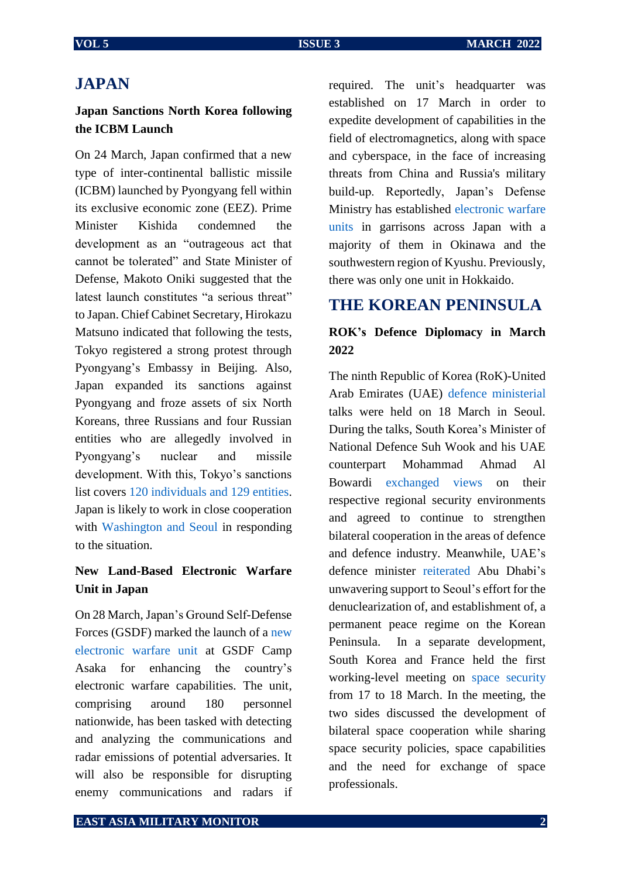# JAPAN

### Japan Sanctions North Korea following the ICBM Launch

On 24 March, Japan confirmed that a new type of inter-continental ballistic missile (ICBM) launched by Pyongyang fell within its exclusive economic zone (EEZ). Prime Minister Kishida condemned the development as an "outrageous act that cannot be tolerated" and State Minister of Defense, Makoto Oniki suggested that the latest launch constitutes "a serious threat" to Japan. Chief Cabinet Secretary, Hirokazu Matsuno indicated that following the tests, Tokyo registered a strong protest through Pyongyang's Embassy in Beijing. Also, Japan expanded its sanctions against Pyongyang and froze assets of six North Koreans, three Russians and four Russian entities who are allegedly involved in Pyongyang's nuclear and missile development. With this, Tokyo's sanctions list covers 120 individuals and 129 entities. Japan is likely to work in close cooperation with Washington and Seoul in responding to the situation.

### New Land-Based Electronic Warfare Unit in Japan

On 28 March, Japan's Ground Self-Defense Forces (GSDF) marked the launch of a new electronic warfare unit at GSDF Camp Asaka for enhancing the country's electronic warfare capabilities. The unit, comprising around 180 personnel nationwide, has been tasked with detecting and analyzing the communications and radar emissions of potential adversaries. It will also be responsible for disrupting enemy communications and radars if required. The unit's headquarter was established on 17 March in order to expedite development of capabilities in the field of electromagnetics, along with space and cyberspace, in the face of increasing threats from China and Russia's military build-up. Reportedly, Japan's Defense Ministry has established electronic warfare units in garrisons across Japan with a majority of them in Okinawa and the southwestern region of Kyushu. Previously, there was only one unit in Hokkaido.

# THE KOREAN PENINSULA

### ROK's Defence Diplomacy in March 2022

The ninth Republic of Korea (RoK)-United Arab Emirates (UAE) defence ministerial talks were held on 18 March in Seoul. During the talks, South Korea's Minister of National Defence Suh Wook and his UAE counterpart Mohammad Ahmad Al Bowardi exchanged views on their respective regional security environments and agreed to continue to strengthen bilateral cooperation in the areas of defence and defence industry. Meanwhile, UAE's defence minister reiterated Abu Dhabi's unwavering support to Seoul's effort for the denuclearization of, and establishment of, a permanent peace regime on the Korean Peninsula. In a separate development, South Korea and France held the first working-level meeting on space security from 17 to 18 March. In the meeting, the two sides discussed the development of bilateral space cooperation while sharing space security policies, space capabilities and the need for exchange of space professionals.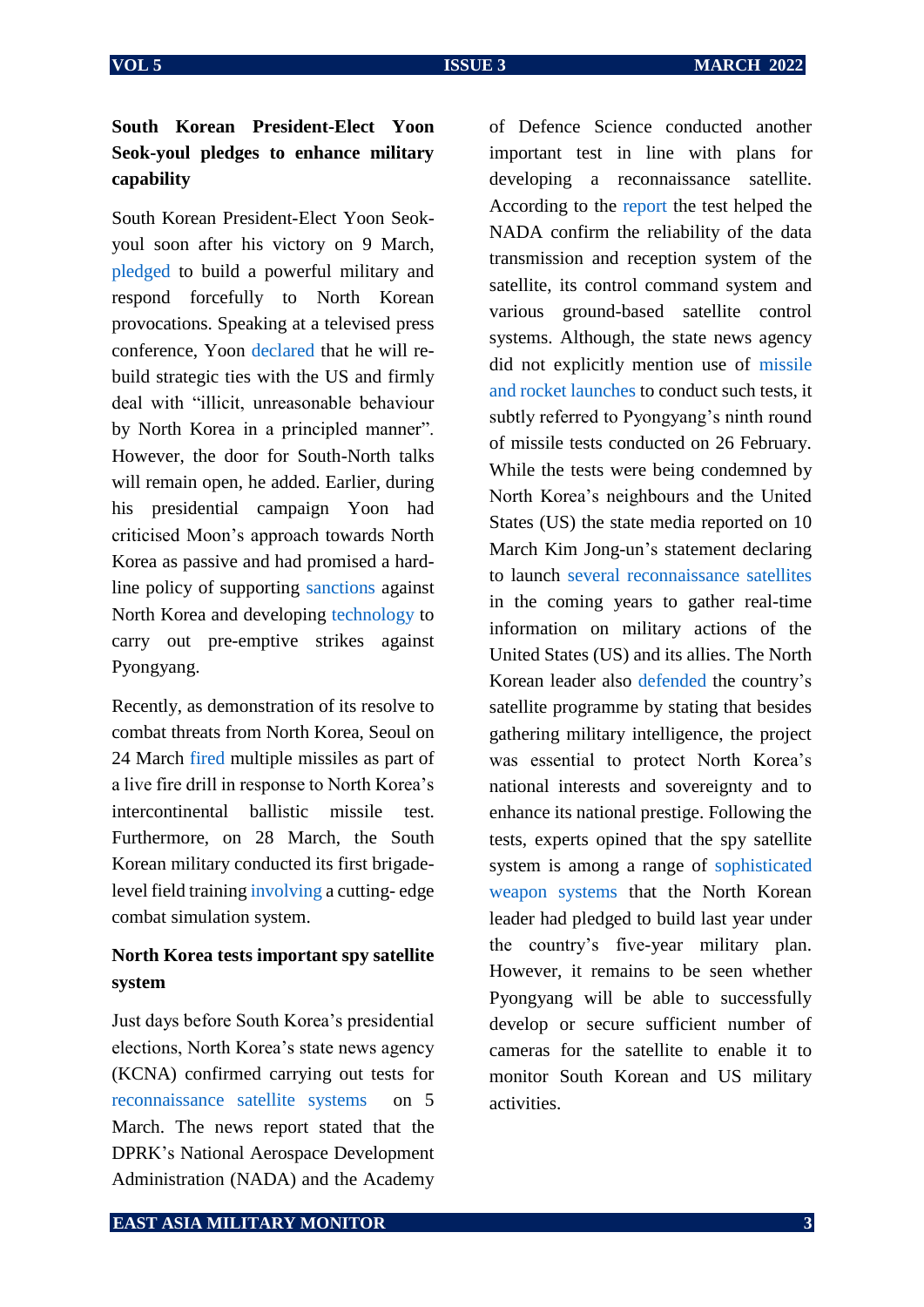## South Korean President-Elect Yoon Seok-youl pledges to enhance military capability

South Korean President-Elect Yoon Seok-youl soon after his victory on 9 March, pledged to build a powerful military and respond forcefully to North Korean provocations. Speaking at a televised press conference, Yoon declared that he will re-build strategic ties with the US and firmly deal with "illicit, unreasonable behaviour by North Korea in a principled manner". However, the door for South-North talks will remain open, he added. Earlier, during his presidential campaign Yoon had criticised Moon's approach towards North Korea as passive and had promised a hard-line policy of supporting sanctions against North Korea and developing technology to carry out pre-emptive strikes against Pyongyang.

Recently, as demonstration of its resolve to combat threats from North Korea, Seoul on 24 March fired multiple missiles as part of a live fire drill in response to North Korea's intercontinental ballistic missile test. Furthermore, on 28 March, the South Korean military conducted its first brigade-level field training involving a cutting- edge combat simulation system.

## North Korea tests important spy satellite system

Just days before South Korea's presidential elections, North Korea's state news agency (KCNA) confirmed carrying out tests for reconnaissance satellite systems on 5 March. The news report stated that the DPRK's National Aerospace Development Administration (NADA) and the Academy of Defence Science conducted another important test in line with plans for developing a reconnaissance satellite. According to the report the test helped the NADA confirm the reliability of the data transmission and reception system of the satellite, its control command system and various ground-based satellite control systems. Although, the state news agency did not explicitly mention use of missile and rocket launches to conduct such tests, it subtly referred to Pyongyang's ninth round of missile tests conducted on 26 February. While the tests were being condemned by North Korea's neighbours and the United States (US) the state media reported on 10 March Kim Jong-un's statement declaring to launch several reconnaissance satellites in the coming years to gather real-time information on military actions of the United States (US) and its allies. The North Korean leader also defended the country's satellite programme by stating that besides gathering military intelligence, the project was essential to protect North Korea's national interests and sovereignty and to enhance its national prestige. Following the tests, experts opined that the spy satellite system is among a range of sophisticated weapon systems that the North Korean leader had pledged to build last year under the country's five-year military plan. However, it remains to be seen whether Pyongyang will be able to successfully develop or secure sufficient number of cameras for the satellite to enable it to monitor South Korean and US military activities.